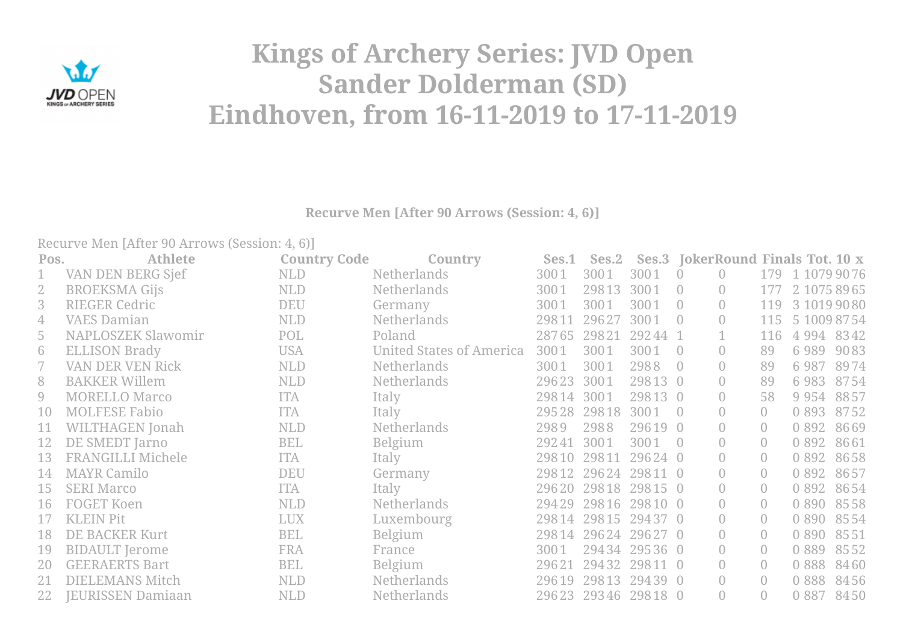# Kings of Archery Series: JVD Open
# Sander Dolderman (SD)
# Eindhoven, from 16-11-2019 to 17-11-2019

**Recurve Men [After 90 Arrows (Session: 4, 6)]**

Recurve Men [After 90 Arrows (Session: 4, 6)]

| Pos. | Athlete | Country Code | Country | Ses.1 | Ses.2 | Ses.3 | Joker | Round | Finals | Tot. | 10 | x |
|---|---|---|---|---|---|---|---|---|---|---|---|---|
| 1 | VAN DEN BERG Sjef | NLD | Netherlands | 300 1 | 300 1 | 300 1 | 0 | 0 | 179 | 1 1079 | 90 | 76 |
| 2 | BROEKSMA Gijs | NLD | Netherlands | 300 1 | 298 13 | 300 1 | 0 | 0 | 177 | 2 1075 | 89 | 65 |
| 3 | RIEGER Cedric | DEU | Germany | 300 1 | 300 1 | 300 1 | 0 | 0 | 119 | 3 1019 | 90 | 80 |
| 4 | VAES Damian | NLD | Netherlands | 298 11 | 296 27 | 300 1 | 0 | 0 | 115 | 5 1009 | 87 | 54 |
| 5 | NAPLOSZEK Slawomir | POL | Poland | 287 65 | 298 21 | 292 44 | 1 | 1 | 116 | 4 994 | 83 | 42 |
| 6 | ELLISON Brady | USA | United States of America | 300 1 | 300 1 | 300 1 | 0 | 0 | 89 | 6 989 | 90 | 83 |
| 7 | VAN DER VEN Rick | NLD | Netherlands | 300 1 | 300 1 | 298 8 | 0 | 0 | 89 | 6 987 | 89 | 74 |
| 8 | BAKKER Willem | NLD | Netherlands | 296 23 | 300 1 | 298 13 | 0 | 0 | 89 | 6 983 | 87 | 54 |
| 9 | MORELLO Marco | ITA | Italy | 298 14 | 300 1 | 298 13 | 0 | 0 | 58 | 9 954 | 88 | 57 |
| 10 | MOLFESE Fabio | ITA | Italy | 295 28 | 298 18 | 300 1 | 0 | 0 | 0 | 0 893 | 87 | 52 |
| 11 | WILTHAGEN Jonah | NLD | Netherlands | 298 9 | 298 8 | 296 19 | 0 | 0 | 0 | 0 892 | 86 | 69 |
| 12 | DE SMEDT Jarno | BEL | Belgium | 292 41 | 300 1 | 300 1 | 0 | 0 | 0 | 0 892 | 86 | 61 |
| 13 | FRANGILLI Michele | ITA | Italy | 298 10 | 298 11 | 296 24 | 0 | 0 | 0 | 0 892 | 86 | 58 |
| 14 | MAYR Camilo | DEU | Germany | 298 12 | 296 24 | 298 11 | 0 | 0 | 0 | 0 892 | 86 | 57 |
| 15 | SERI Marco | ITA | Italy | 296 20 | 298 18 | 298 15 | 0 | 0 | 0 | 0 892 | 86 | 54 |
| 16 | FOGET Koen | NLD | Netherlands | 294 29 | 298 16 | 298 10 | 0 | 0 | 0 | 0 890 | 85 | 58 |
| 17 | KLEIN Pit | LUX | Luxembourg | 298 14 | 298 15 | 294 37 | 0 | 0 | 0 | 0 890 | 85 | 54 |
| 18 | DE BACKER Kurt | BEL | Belgium | 298 14 | 296 24 | 296 27 | 0 | 0 | 0 | 0 890 | 85 | 51 |
| 19 | BIDAULT Jerome | FRA | France | 300 1 | 294 34 | 295 36 | 0 | 0 | 0 | 0 889 | 85 | 52 |
| 20 | GEERAERTS Bart | BEL | Belgium | 296 21 | 294 32 | 298 11 | 0 | 0 | 0 | 0 888 | 84 | 60 |
| 21 | DIELEMANS Mitch | NLD | Netherlands | 296 19 | 298 13 | 294 39 | 0 | 0 | 0 | 0 888 | 84 | 56 |
| 22 | JEURISSEN Damiaan | NLD | Netherlands | 296 23 | 293 46 | 298 18 | 0 | 0 | 0 | 0 887 | 84 | 50 |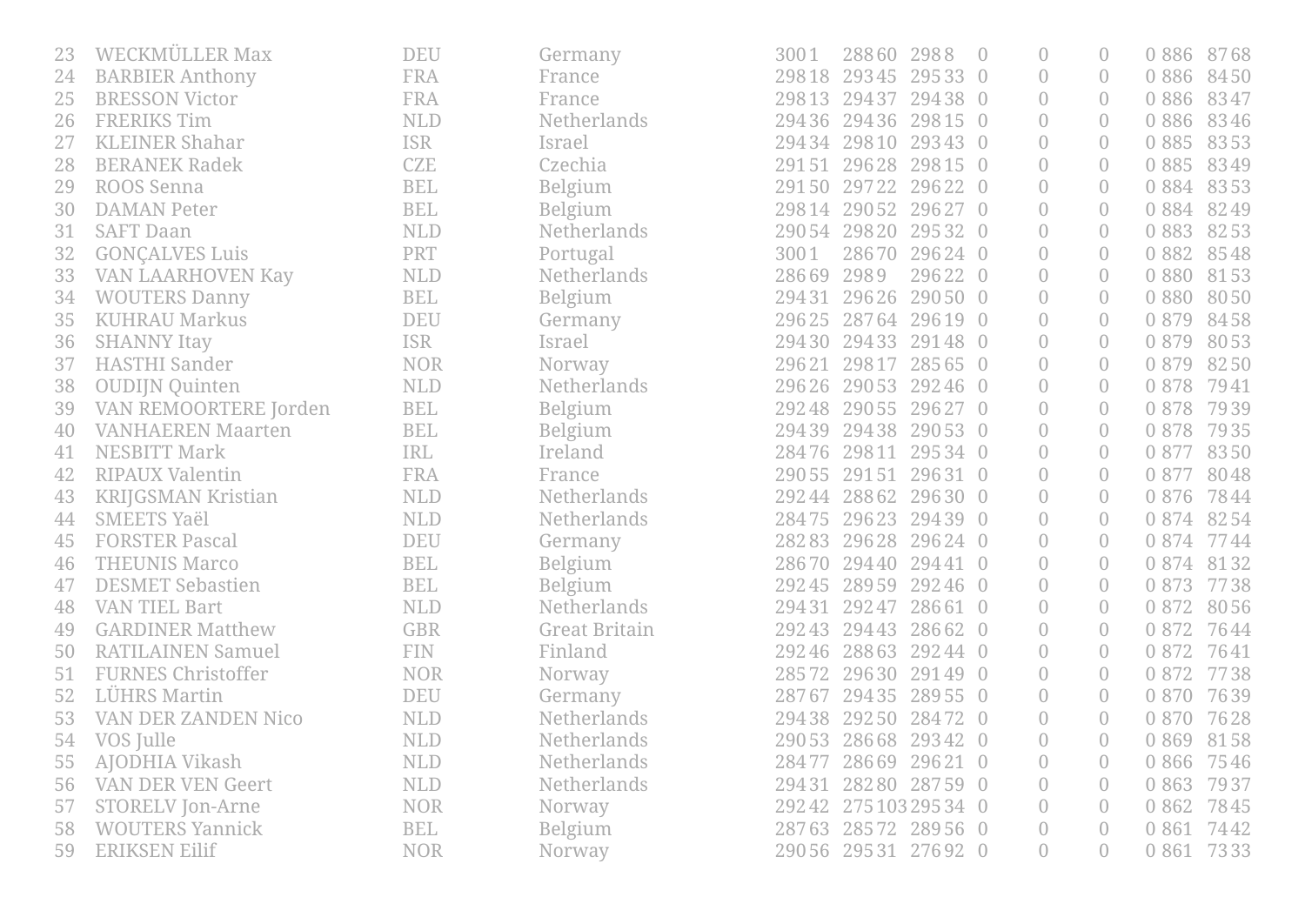| | | | | | | | | | | | | |
|---|---|---|---|---|---|---|---|---|---|---|---|---|
| 23 | WECKMÜLLER Max | DEU | Germany | 300 1 | 288 60 | 298 8 | 0 | 0 | 0 | 0 | 886 | 87 68 |
| 24 | BARBIER Anthony | FRA | France | 298 18 | 293 45 | 295 33 | 0 | 0 | 0 | 0 | 886 | 84 50 |
| 25 | BRESSON Victor | FRA | France | 298 13 | 294 37 | 294 38 | 0 | 0 | 0 | 0 | 886 | 83 47 |
| 26 | FRERIKS Tim | NLD | Netherlands | 294 36 | 294 36 | 298 15 | 0 | 0 | 0 | 0 | 886 | 83 46 |
| 27 | KLEINER Shahar | ISR | Israel | 294 34 | 298 10 | 293 43 | 0 | 0 | 0 | 0 | 885 | 83 53 |
| 28 | BERANEK Radek | CZE | Czechia | 291 51 | 296 28 | 298 15 | 0 | 0 | 0 | 0 | 885 | 83 49 |
| 29 | ROOS Senna | BEL | Belgium | 291 50 | 297 22 | 296 22 | 0 | 0 | 0 | 0 | 884 | 83 53 |
| 30 | DAMAN Peter | BEL | Belgium | 298 14 | 290 52 | 296 27 | 0 | 0 | 0 | 0 | 884 | 82 49 |
| 31 | SAFT Daan | NLD | Netherlands | 290 54 | 298 20 | 295 32 | 0 | 0 | 0 | 0 | 883 | 82 53 |
| 32 | GONÇALVES Luis | PRT | Portugal | 300 1 | 286 70 | 296 24 | 0 | 0 | 0 | 0 | 882 | 85 48 |
| 33 | VAN LAARHOVEN Kay | NLD | Netherlands | 286 69 | 298 9 | 296 22 | 0 | 0 | 0 | 0 | 880 | 81 53 |
| 34 | WOUTERS Danny | BEL | Belgium | 294 31 | 296 26 | 290 50 | 0 | 0 | 0 | 0 | 880 | 80 50 |
| 35 | KUHRAU Markus | DEU | Germany | 296 25 | 287 64 | 296 19 | 0 | 0 | 0 | 0 | 879 | 84 58 |
| 36 | SHANNY Itay | ISR | Israel | 294 30 | 294 33 | 291 48 | 0 | 0 | 0 | 0 | 879 | 80 53 |
| 37 | HASTHI Sander | NOR | Norway | 296 21 | 298 17 | 285 65 | 0 | 0 | 0 | 0 | 879 | 82 50 |
| 38 | OUDIJN Quinten | NLD | Netherlands | 296 26 | 290 53 | 292 46 | 0 | 0 | 0 | 0 | 878 | 79 41 |
| 39 | VAN REMOORTERE Jorden | BEL | Belgium | 292 48 | 290 55 | 296 27 | 0 | 0 | 0 | 0 | 878 | 79 39 |
| 40 | VANHAEREN Maarten | BEL | Belgium | 294 39 | 294 38 | 290 53 | 0 | 0 | 0 | 0 | 878 | 79 35 |
| 41 | NESBITT Mark | IRL | Ireland | 284 76 | 298 11 | 295 34 | 0 | 0 | 0 | 0 | 877 | 83 50 |
| 42 | RIPAUX Valentin | FRA | France | 290 55 | 291 51 | 296 31 | 0 | 0 | 0 | 0 | 877 | 80 48 |
| 43 | KRIJGSMAN Kristian | NLD | Netherlands | 292 44 | 288 62 | 296 30 | 0 | 0 | 0 | 0 | 876 | 78 44 |
| 44 | SMEETS Yaël | NLD | Netherlands | 284 75 | 296 23 | 294 39 | 0 | 0 | 0 | 0 | 874 | 82 54 |
| 45 | FORSTER Pascal | DEU | Germany | 282 83 | 296 28 | 296 24 | 0 | 0 | 0 | 0 | 874 | 77 44 |
| 46 | THEUNIS Marco | BEL | Belgium | 286 70 | 294 40 | 294 41 | 0 | 0 | 0 | 0 | 874 | 81 32 |
| 47 | DESMET Sebastien | BEL | Belgium | 292 45 | 289 59 | 292 46 | 0 | 0 | 0 | 0 | 873 | 77 38 |
| 48 | VAN TIEL Bart | NLD | Netherlands | 294 31 | 292 47 | 286 61 | 0 | 0 | 0 | 0 | 872 | 80 56 |
| 49 | GARDINER Matthew | GBR | Great Britain | 292 43 | 294 43 | 286 62 | 0 | 0 | 0 | 0 | 872 | 76 44 |
| 50 | RATILAINEN Samuel | FIN | Finland | 292 46 | 288 63 | 292 44 | 0 | 0 | 0 | 0 | 872 | 76 41 |
| 51 | FURNES Christoffer | NOR | Norway | 285 72 | 296 30 | 291 49 | 0 | 0 | 0 | 0 | 872 | 77 38 |
| 52 | LÜHRS Martin | DEU | Germany | 287 67 | 294 35 | 289 55 | 0 | 0 | 0 | 0 | 870 | 76 39 |
| 53 | VAN DER ZANDEN Nico | NLD | Netherlands | 294 38 | 292 50 | 284 72 | 0 | 0 | 0 | 0 | 870 | 76 28 |
| 54 | VOS Julle | NLD | Netherlands | 290 53 | 286 68 | 293 42 | 0 | 0 | 0 | 0 | 869 | 81 58 |
| 55 | AJODHIA Vikash | NLD | Netherlands | 284 77 | 286 69 | 296 21 | 0 | 0 | 0 | 0 | 866 | 75 46 |
| 56 | VAN DER VEN Geert | NLD | Netherlands | 294 31 | 282 80 | 287 59 | 0 | 0 | 0 | 0 | 863 | 79 37 |
| 57 | STORELV Jon-Arne | NOR | Norway | 292 42 | 275 103 | 295 34 | 0 | 0 | 0 | 0 | 862 | 78 45 |
| 58 | WOUTERS Yannick | BEL | Belgium | 287 63 | 285 72 | 289 56 | 0 | 0 | 0 | 0 | 861 | 74 42 |
| 59 | ERIKSEN Eilif | NOR | Norway | 290 56 | 295 31 | 276 92 | 0 | 0 | 0 | 0 | 861 | 73 33 |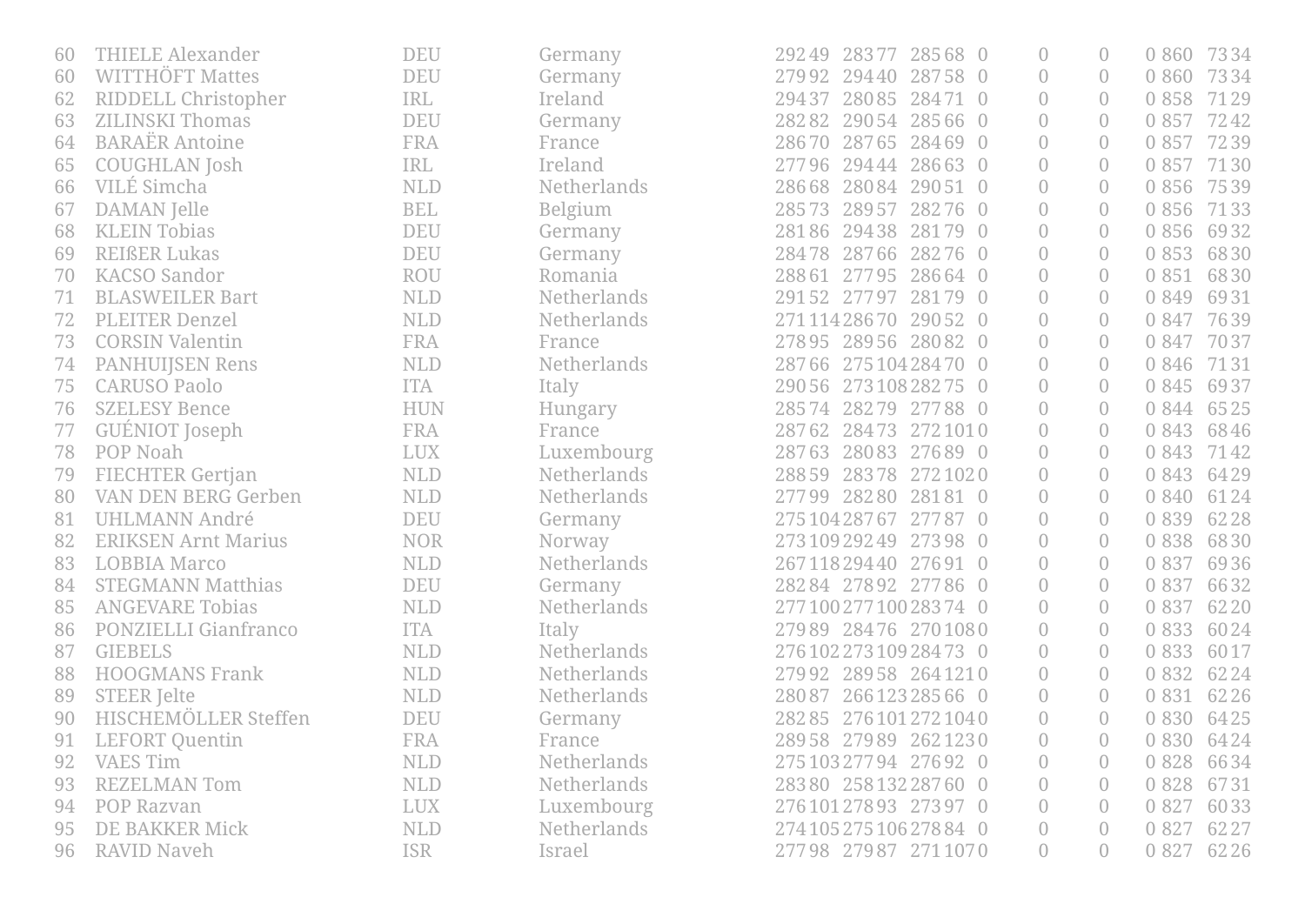| | | | | | | | | | | | | | | | | |
|---|---|---|---|---|---|---|---|---|---|---|---|---|---|---|---|---|
| 60 | THIELE Alexander | DEU | Germany | 292 | 49 | 283 | 77 | 285 | 68 | 0 | 0 | 0 | 0 | 860 | 73 | 34 |
| 60 | WITTHÖFT Mattes | DEU | Germany | 279 | 92 | 294 | 40 | 287 | 58 | 0 | 0 | 0 | 0 | 860 | 73 | 34 |
| 62 | RIDDELL Christopher | IRL | Ireland | 294 | 37 | 280 | 85 | 284 | 71 | 0 | 0 | 0 | 0 | 858 | 71 | 29 |
| 63 | ZILINSKI Thomas | DEU | Germany | 282 | 82 | 290 | 54 | 285 | 66 | 0 | 0 | 0 | 0 | 857 | 72 | 42 |
| 64 | BARAËR Antoine | FRA | France | 286 | 70 | 287 | 65 | 284 | 69 | 0 | 0 | 0 | 0 | 857 | 72 | 39 |
| 65 | COUGHLAN Josh | IRL | Ireland | 277 | 96 | 294 | 44 | 286 | 63 | 0 | 0 | 0 | 0 | 857 | 71 | 30 |
| 66 | VILÉ Simcha | NLD | Netherlands | 286 | 68 | 280 | 84 | 290 | 51 | 0 | 0 | 0 | 0 | 856 | 75 | 39 |
| 67 | DAMAN Jelle | BEL | Belgium | 285 | 73 | 289 | 57 | 282 | 76 | 0 | 0 | 0 | 0 | 856 | 71 | 33 |
| 68 | KLEIN Tobias | DEU | Germany | 281 | 86 | 294 | 38 | 281 | 79 | 0 | 0 | 0 | 0 | 856 | 69 | 32 |
| 69 | REIßER Lukas | DEU | Germany | 284 | 78 | 287 | 66 | 282 | 76 | 0 | 0 | 0 | 0 | 853 | 68 | 30 |
| 70 | KACSO Sandor | ROU | Romania | 288 | 61 | 277 | 95 | 286 | 64 | 0 | 0 | 0 | 0 | 851 | 68 | 30 |
| 71 | BLASWEILER Bart | NLD | Netherlands | 291 | 52 | 277 | 97 | 281 | 79 | 0 | 0 | 0 | 0 | 849 | 69 | 31 |
| 72 | PLEITER Denzel | NLD | Netherlands | 271 | 114 | 286 | 70 | 290 | 52 | 0 | 0 | 0 | 0 | 847 | 76 | 39 |
| 73 | CORSIN Valentin | FRA | France | 278 | 95 | 289 | 56 | 280 | 82 | 0 | 0 | 0 | 0 | 847 | 70 | 37 |
| 74 | PANHUIJSEN Rens | NLD | Netherlands | 287 | 66 | 275 | 104 | 284 | 70 | 0 | 0 | 0 | 0 | 846 | 71 | 31 |
| 75 | CARUSO Paolo | ITA | Italy | 290 | 56 | 273 | 108 | 282 | 75 | 0 | 0 | 0 | 0 | 845 | 69 | 37 |
| 76 | SZELESY Bence | HUN | Hungary | 285 | 74 | 282 | 79 | 277 | 88 | 0 | 0 | 0 | 0 | 844 | 65 | 25 |
| 77 | GUÉNIOT Joseph | FRA | France | 287 | 62 | 284 | 73 | 272 | 101 | 0 | 0 | 0 | 0 | 843 | 68 | 46 |
| 78 | POP Noah | LUX | Luxembourg | 287 | 63 | 280 | 83 | 276 | 89 | 0 | 0 | 0 | 0 | 843 | 71 | 42 |
| 79 | FIECHTER Gertjan | NLD | Netherlands | 288 | 59 | 283 | 78 | 272 | 102 | 0 | 0 | 0 | 0 | 843 | 64 | 29 |
| 80 | VAN DEN BERG Gerben | NLD | Netherlands | 277 | 99 | 282 | 80 | 281 | 81 | 0 | 0 | 0 | 0 | 840 | 61 | 24 |
| 81 | UHLMANN André | DEU | Germany | 275 | 104 | 287 | 67 | 277 | 87 | 0 | 0 | 0 | 0 | 839 | 62 | 28 |
| 82 | ERIKSEN Arnt Marius | NOR | Norway | 273 | 109 | 292 | 49 | 273 | 98 | 0 | 0 | 0 | 0 | 838 | 68 | 30 |
| 83 | LOBBIA Marco | NLD | Netherlands | 267 | 118 | 294 | 40 | 276 | 91 | 0 | 0 | 0 | 0 | 837 | 69 | 36 |
| 84 | STEGMANN Matthias | DEU | Germany | 282 | 84 | 278 | 92 | 277 | 86 | 0 | 0 | 0 | 0 | 837 | 66 | 32 |
| 85 | ANGEVARE Tobias | NLD | Netherlands | 277 | 100 | 277 | 100 | 283 | 74 | 0 | 0 | 0 | 0 | 837 | 62 | 20 |
| 86 | PONZIELLI Gianfranco | ITA | Italy | 279 | 89 | 284 | 76 | 270 | 108 | 0 | 0 | 0 | 0 | 833 | 60 | 24 |
| 87 | GIEBELS | NLD | Netherlands | 276 | 102 | 273 | 109 | 284 | 73 | 0 | 0 | 0 | 0 | 833 | 60 | 17 |
| 88 | HOOGMANS Frank | NLD | Netherlands | 279 | 92 | 289 | 58 | 264 | 121 | 0 | 0 | 0 | 0 | 832 | 62 | 24 |
| 89 | STEER Jelte | NLD | Netherlands | 280 | 87 | 266 | 123 | 285 | 66 | 0 | 0 | 0 | 0 | 831 | 62 | 26 |
| 90 | HISCHEMÖLLER Steffen | DEU | Germany | 282 | 85 | 276 | 101 | 272 | 104 | 0 | 0 | 0 | 0 | 830 | 64 | 25 |
| 91 | LEFORT Quentin | FRA | France | 289 | 58 | 279 | 89 | 262 | 123 | 0 | 0 | 0 | 0 | 830 | 64 | 24 |
| 92 | VAES Tim | NLD | Netherlands | 275 | 103 | 277 | 94 | 276 | 92 | 0 | 0 | 0 | 0 | 828 | 66 | 34 |
| 93 | REZELMAN Tom | NLD | Netherlands | 283 | 80 | 258 | 132 | 287 | 60 | 0 | 0 | 0 | 0 | 828 | 67 | 31 |
| 94 | POP Razvan | LUX | Luxembourg | 276 | 101 | 278 | 93 | 273 | 97 | 0 | 0 | 0 | 0 | 827 | 60 | 33 |
| 95 | DE BAKKER Mick | NLD | Netherlands | 274 | 105 | 275 | 106 | 278 | 84 | 0 | 0 | 0 | 0 | 827 | 62 | 27 |
| 96 | RAVID Naveh | ISR | Israel | 277 | 98 | 279 | 87 | 271 | 107 | 0 | 0 | 0 | 0 | 827 | 62 | 26 |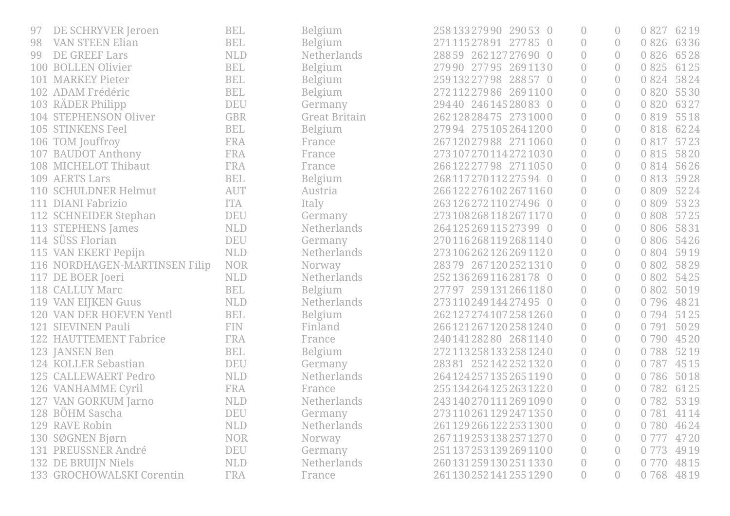| | | | | | | | | | | | | | | | | |
|---|---|---|---|---|---|---|---|---|---|---|---|---|---|---|---|---|
| 97 | DE SCHRYVER Jeroen | BEL | Belgium | 258 | 133 | 279 | 90 | 290 | 53 | 0 | 0 | 0 | 0 | 827 | 62 | 19 |
| 98 | VAN STEEN Elian | BEL | Belgium | 271 | 115 | 278 | 91 | 277 | 85 | 0 | 0 | 0 | 0 | 826 | 63 | 36 |
| 99 | DE GREEF Lars | NLD | Netherlands | 288 | 59 | 262 | 127 | 276 | 90 | 0 | 0 | 0 | 0 | 826 | 65 | 28 |
| 100 | BOLLEN Olivier | BEL | Belgium | 279 | 90 | 277 | 95 | 269 | 113 | 0 | 0 | 0 | 0 | 825 | 61 | 25 |
| 101 | MARKEY Pieter | BEL | Belgium | 259 | 132 | 277 | 98 | 288 | 57 | 0 | 0 | 0 | 0 | 824 | 58 | 24 |
| 102 | ADAM Frédéric | BEL | Belgium | 272 | 112 | 279 | 86 | 269 | 110 | 0 | 0 | 0 | 0 | 820 | 55 | 30 |
| 103 | RÄDER Philipp | DEU | Germany | 294 | 40 | 246 | 145 | 280 | 83 | 0 | 0 | 0 | 0 | 820 | 63 | 27 |
| 104 | STEPHENSON Oliver | GBR | Great Britain | 262 | 128 | 284 | 75 | 273 | 100 | 0 | 0 | 0 | 0 | 819 | 55 | 18 |
| 105 | STINKENS Feel | BEL | Belgium | 279 | 94 | 275 | 105 | 264 | 120 | 0 | 0 | 0 | 0 | 818 | 62 | 24 |
| 106 | TOM Jouffroy | FRA | France | 267 | 120 | 279 | 88 | 271 | 106 | 0 | 0 | 0 | 0 | 817 | 57 | 23 |
| 107 | BAUDOT Anthony | FRA | France | 273 | 107 | 270 | 114 | 272 | 103 | 0 | 0 | 0 | 0 | 815 | 58 | 20 |
| 108 | MICHELOT Thibaut | FRA | France | 266 | 122 | 277 | 98 | 271 | 105 | 0 | 0 | 0 | 0 | 814 | 56 | 26 |
| 109 | AERTS Lars | BEL | Belgium | 268 | 117 | 270 | 112 | 275 | 94 | 0 | 0 | 0 | 0 | 813 | 59 | 28 |
| 110 | SCHULDNER Helmut | AUT | Austria | 266 | 122 | 276 | 102 | 267 | 116 | 0 | 0 | 0 | 0 | 809 | 52 | 24 |
| 111 | DIANI Fabrizio | ITA | Italy | 263 | 126 | 272 | 110 | 274 | 96 | 0 | 0 | 0 | 0 | 809 | 53 | 23 |
| 112 | SCHNEIDER Stephan | DEU | Germany | 273 | 108 | 268 | 118 | 267 | 117 | 0 | 0 | 0 | 0 | 808 | 57 | 25 |
| 113 | STEPHENS James | NLD | Netherlands | 264 | 125 | 269 | 115 | 273 | 99 | 0 | 0 | 0 | 0 | 806 | 58 | 31 |
| 114 | SÜSS Florian | DEU | Germany | 270 | 116 | 268 | 119 | 268 | 114 | 0 | 0 | 0 | 0 | 806 | 54 | 26 |
| 115 | VAN EKERT Pepijn | NLD | Netherlands | 273 | 106 | 262 | 126 | 269 | 112 | 0 | 0 | 0 | 0 | 804 | 59 | 19 |
| 116 | NORDHAGEN-MARTINSEN Filip | NOR | Norway | 283 | 79 | 267 | 120 | 252 | 131 | 0 | 0 | 0 | 0 | 802 | 58 | 29 |
| 117 | DE BOER Joeri | NLD | Netherlands | 252 | 136 | 269 | 116 | 281 | 78 | 0 | 0 | 0 | 0 | 802 | 54 | 25 |
| 118 | CALLUY Marc | BEL | Belgium | 277 | 97 | 259 | 131 | 266 | 118 | 0 | 0 | 0 | 0 | 802 | 50 | 19 |
| 119 | VAN EIJKEN Guus | NLD | Netherlands | 273 | 110 | 249 | 144 | 274 | 95 | 0 | 0 | 0 | 0 | 796 | 48 | 21 |
| 120 | VAN DER HOEVEN Yentl | BEL | Belgium | 262 | 127 | 274 | 107 | 258 | 126 | 0 | 0 | 0 | 0 | 794 | 51 | 25 |
| 121 | SIEVINEN Pauli | FIN | Finland | 266 | 121 | 267 | 120 | 258 | 124 | 0 | 0 | 0 | 0 | 791 | 50 | 29 |
| 122 | HAUTTEMENT Fabrice | FRA | France | 240 | 141 | 282 | 80 | 268 | 114 | 0 | 0 | 0 | 0 | 790 | 45 | 20 |
| 123 | JANSEN Ben | BEL | Belgium | 272 | 113 | 258 | 133 | 258 | 124 | 0 | 0 | 0 | 0 | 788 | 52 | 19 |
| 124 | KOLLER Sebastian | DEU | Germany | 283 | 81 | 252 | 142 | 252 | 132 | 0 | 0 | 0 | 0 | 787 | 45 | 15 |
| 125 | CALLEWAERT Pedro | NLD | Netherlands | 264 | 124 | 257 | 135 | 265 | 119 | 0 | 0 | 0 | 0 | 786 | 50 | 18 |
| 126 | VANHAMME Cyril | FRA | France | 255 | 134 | 264 | 125 | 263 | 122 | 0 | 0 | 0 | 0 | 782 | 61 | 25 |
| 127 | VAN GORKUM Jarno | NLD | Netherlands | 243 | 140 | 270 | 111 | 269 | 109 | 0 | 0 | 0 | 0 | 782 | 53 | 19 |
| 128 | BÖHM Sascha | DEU | Germany | 273 | 110 | 261 | 129 | 247 | 135 | 0 | 0 | 0 | 0 | 781 | 41 | 14 |
| 129 | RAVE Robin | NLD | Netherlands | 261 | 129 | 266 | 122 | 253 | 130 | 0 | 0 | 0 | 0 | 780 | 46 | 24 |
| 130 | SØGNEN Bjørn | NOR | Norway | 267 | 119 | 253 | 138 | 257 | 127 | 0 | 0 | 0 | 0 | 777 | 47 | 20 |
| 131 | PREUSSNER André | DEU | Germany | 251 | 137 | 253 | 139 | 269 | 110 | 0 | 0 | 0 | 0 | 773 | 49 | 19 |
| 132 | DE BRUIJN Niels | NLD | Netherlands | 260 | 131 | 259 | 130 | 251 | 133 | 0 | 0 | 0 | 0 | 770 | 48 | 15 |
| 133 | GROCHOWALSKI Corentin | FRA | France | 261 | 130 | 252 | 141 | 255 | 129 | 0 | 0 | 0 | 0 | 768 | 48 | 19 |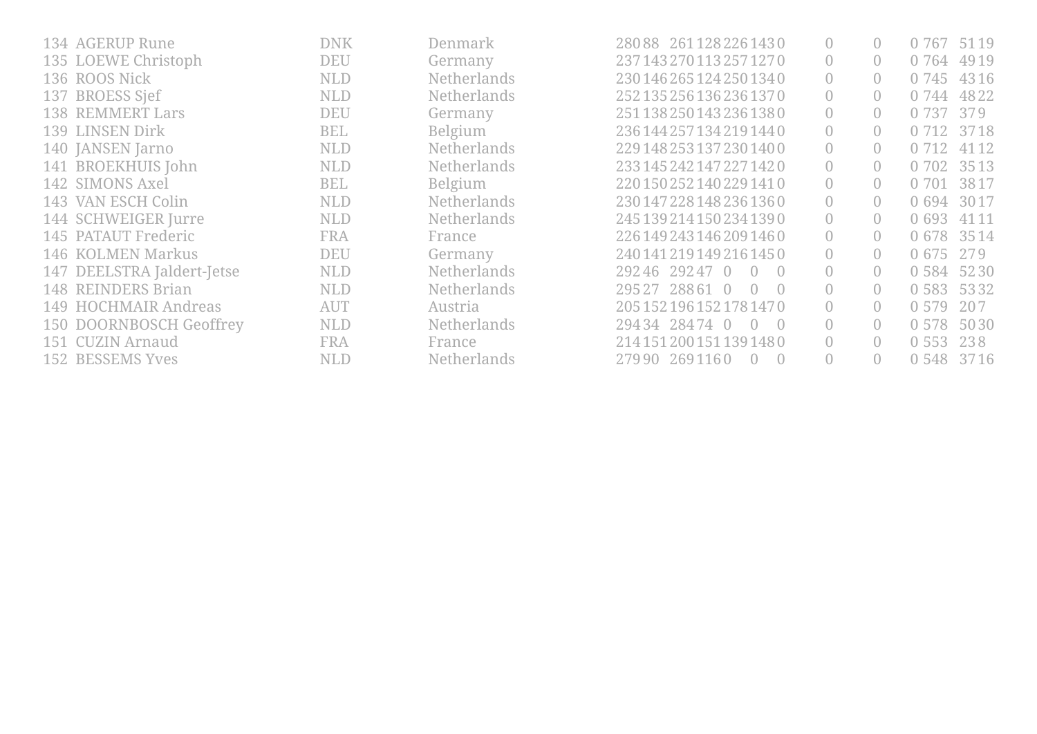| | | | | | | | | | | | | | | | | | |
|---|---|---|---|---|---|---|---|---|---|---|---|---|---|---|---|---|---|
| 134 | AGERUP Rune | DNK | Denmark | 280 | 88 | 261 | 128 | 226 | 143 | 0 | 0 | 0 | 0 | 767 | 51 | 19 |
| 135 | LOEWE Christoph | DEU | Germany | 237 | 143 | 270 | 113 | 257 | 127 | 0 | 0 | 0 | 0 | 764 | 49 | 19 |
| 136 | ROOS Nick | NLD | Netherlands | 230 | 146 | 265 | 124 | 250 | 134 | 0 | 0 | 0 | 0 | 745 | 43 | 16 |
| 137 | BROESS Sjef | NLD | Netherlands | 252 | 135 | 256 | 136 | 236 | 137 | 0 | 0 | 0 | 0 | 744 | 48 | 22 |
| 138 | REMMERT Lars | DEU | Germany | 251 | 138 | 250 | 143 | 236 | 138 | 0 | 0 | 0 | 0 | 737 | 37 | 9 |
| 139 | LINSEN Dirk | BEL | Belgium | 236 | 144 | 257 | 134 | 219 | 144 | 0 | 0 | 0 | 0 | 712 | 37 | 18 |
| 140 | JANSEN Jarno | NLD | Netherlands | 229 | 148 | 253 | 137 | 230 | 140 | 0 | 0 | 0 | 0 | 712 | 41 | 12 |
| 141 | BROEKHUIS John | NLD | Netherlands | 233 | 145 | 242 | 147 | 227 | 142 | 0 | 0 | 0 | 0 | 702 | 35 | 13 |
| 142 | SIMONS Axel | BEL | Belgium | 220 | 150 | 252 | 140 | 229 | 141 | 0 | 0 | 0 | 0 | 701 | 38 | 17 |
| 143 | VAN ESCH Colin | NLD | Netherlands | 230 | 147 | 228 | 148 | 236 | 136 | 0 | 0 | 0 | 0 | 694 | 30 | 17 |
| 144 | SCHWEIGER Jurre | NLD | Netherlands | 245 | 139 | 214 | 150 | 234 | 139 | 0 | 0 | 0 | 0 | 693 | 41 | 11 |
| 145 | PATAUT Frederic | FRA | France | 226 | 149 | 243 | 146 | 209 | 146 | 0 | 0 | 0 | 0 | 678 | 35 | 14 |
| 146 | KOLMEN Markus | DEU | Germany | 240 | 141 | 219 | 149 | 216 | 145 | 0 | 0 | 0 | 0 | 675 | 27 | 9 |
| 147 | DEELSTRA Jaldert-Jetse | NLD | Netherlands | 292 | 46 | 292 | 47 | 0 | 0 | 0 | 0 | 0 | 0 | 584 | 52 | 30 |
| 148 | REINDERS Brian | NLD | Netherlands | 295 | 27 | 288 | 61 | 0 | 0 | 0 | 0 | 0 | 0 | 583 | 53 | 32 |
| 149 | HOCHMAIR Andreas | AUT | Austria | 205 | 152 | 196 | 152 | 178 | 147 | 0 | 0 | 0 | 0 | 579 | 20 | 7 |
| 150 | DOORNBOSCH Geoffrey | NLD | Netherlands | 294 | 34 | 284 | 74 | 0 | 0 | 0 | 0 | 0 | 0 | 578 | 50 | 30 |
| 151 | CUZIN Arnaud | FRA | France | 214 | 151 | 200 | 151 | 139 | 148 | 0 | 0 | 0 | 0 | 553 | 23 | 8 |
| 152 | BESSEMS Yves | NLD | Netherlands | 279 | 90 | 269 | 116 | 0 | 0 | 0 | 0 | 0 | 0 | 548 | 37 | 16 |